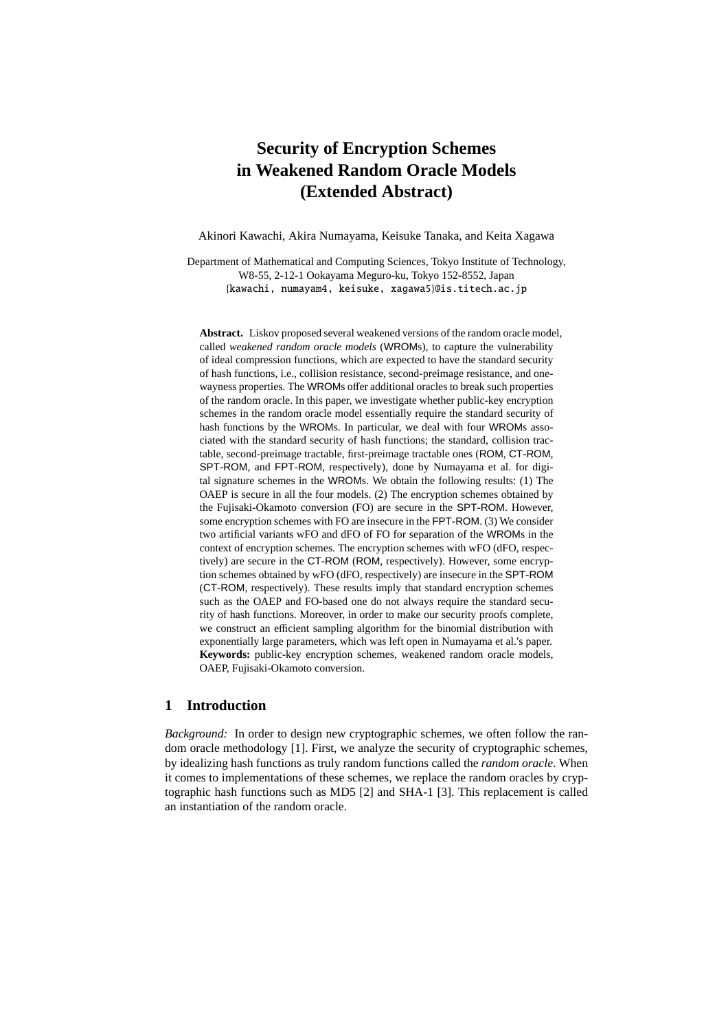# Security of Encryption Schemes in Weakened Random Oracle Models (Extended Abstract)

Akinori Kawachi, Akira Numayama, Keisuke Tanaka, and Keita Xagawa

Department of Mathematical and Computing Sciences, Tokyo Institute of Technology, W8-55, 2-12-1 Ookayama Meguro-ku, Tokyo 152-8552, Japan
{kawachi, numayam4, keisuke, xagawa5}@is.titech.ac.jp

**Abstract.** Liskov proposed several weakened versions of the random oracle model, called *weakened random oracle models* (WROMs), to capture the vulnerability of ideal compression functions, which are expected to have the standard security of hash functions, i.e., collision resistance, second-preimage resistance, and one-wayness properties. The WROMs offer additional oracles to break such properties of the random oracle. In this paper, we investigate whether public-key encryption schemes in the random oracle model essentially require the standard security of hash functions by the WROMs. In particular, we deal with four WROMs associated with the standard security of hash functions; the standard, collision tractable, second-preimage tractable, first-preimage tractable ones (ROM, CT-ROM, SPT-ROM, and FPT-ROM, respectively), done by Numayama et al. for digital signature schemes in the WROMs. We obtain the following results: (1) The OAEP is secure in all the four models. (2) The encryption schemes obtained by the Fujisaki-Okamoto conversion (FO) are secure in the SPT-ROM. However, some encryption schemes with FO are insecure in the FPT-ROM. (3) We consider two artificial variants wFO and dFO of FO for separation of the WROMs in the context of encryption schemes. The encryption schemes with wFO (dFO, respectively) are secure in the CT-ROM (ROM, respectively). However, some encryption schemes obtained by wFO (dFO, respectively) are insecure in the SPT-ROM (CT-ROM, respectively). These results imply that standard encryption schemes such as the OAEP and FO-based one do not always require the standard security of hash functions. Moreover, in order to make our security proofs complete, we construct an efficient sampling algorithm for the binomial distribution with exponentially large parameters, which was left open in Numayama et al.'s paper.
**Keywords:** public-key encryption schemes, weakened random oracle models, OAEP, Fujisaki-Okamoto conversion.

## 1 Introduction

*Background:* In order to design new cryptographic schemes, we often follow the random oracle methodology [1]. First, we analyze the security of cryptographic schemes, by idealizing hash functions as truly random functions called the *random oracle*. When it comes to implementations of these schemes, we replace the random oracles by cryptographic hash functions such as MD5 [2] and SHA-1 [3]. This replacement is called an instantiation of the random oracle.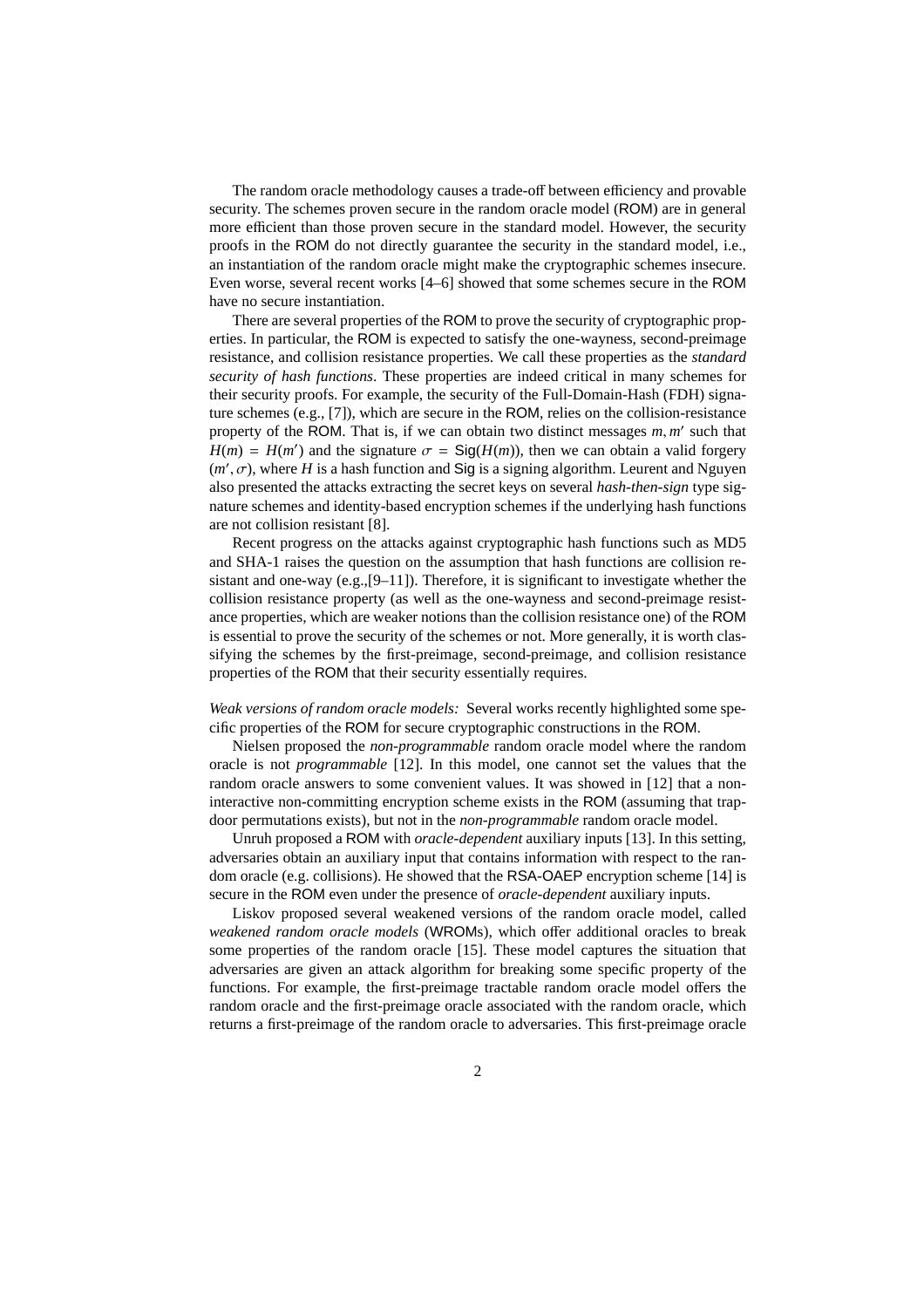The random oracle methodology causes a trade-off between efficiency and provable security. The schemes proven secure in the random oracle model (ROM) are in general more efficient than those proven secure in the standard model. However, the security proofs in the ROM do not directly guarantee the security in the standard model, i.e., an instantiation of the random oracle might make the cryptographic schemes insecure. Even worse, several recent works [4–6] showed that some schemes secure in the ROM have no secure instantiation.

There are several properties of the ROM to prove the security of cryptographic properties. In particular, the ROM is expected to satisfy the one-wayness, second-preimage resistance, and collision resistance properties. We call these properties as the *standard security of hash functions*. These properties are indeed critical in many schemes for their security proofs. For example, the security of the Full-Domain-Hash (FDH) signature schemes (e.g., [7]), which are secure in the ROM, relies on the collision-resistance property of the ROM. That is, if we can obtain two distinct messages $m, m'$ such that $H(m) = H(m')$ and the signature $\sigma = \mathsf{Sig}(H(m))$, then we can obtain a valid forgery $(m', \sigma)$, where $H$ is a hash function and $\mathsf{Sig}$ is a signing algorithm. Leurent and Nguyen also presented the attacks extracting the secret keys on several *hash-then-sign* type signature schemes and identity-based encryption schemes if the underlying hash functions are not collision resistant [8].

Recent progress on the attacks against cryptographic hash functions such as MD5 and SHA-1 raises the question on the assumption that hash functions are collision resistant and one-way (e.g.,[9–11]). Therefore, it is significant to investigate whether the collision resistance property (as well as the one-wayness and second-preimage resistance properties, which are weaker notions than the collision resistance one) of the ROM is essential to prove the security of the schemes or not. More generally, it is worth classifying the schemes by the first-preimage, second-preimage, and collision resistance properties of the ROM that their security essentially requires.

*Weak versions of random oracle models:* Several works recently highlighted some specific properties of the ROM for secure cryptographic constructions in the ROM.

Nielsen proposed the *non-programmable* random oracle model where the random oracle is not *programmable* [12]. In this model, one cannot set the values that the random oracle answers to some convenient values. It was showed in [12] that a non-interactive non-committing encryption scheme exists in the ROM (assuming that trapdoor permutations exists), but not in the *non-programmable* random oracle model.

Unruh proposed a ROM with *oracle-dependent* auxiliary inputs [13]. In this setting, adversaries obtain an auxiliary input that contains information with respect to the random oracle (e.g. collisions). He showed that the RSA-OAEP encryption scheme [14] is secure in the ROM even under the presence of *oracle-dependent* auxiliary inputs.

Liskov proposed several weakened versions of the random oracle model, called *weakened random oracle models* (WROMs), which offer additional oracles to break some properties of the random oracle [15]. These model captures the situation that adversaries are given an attack algorithm for breaking some specific property of the functions. For example, the first-preimage tractable random oracle model offers the random oracle and the first-preimage oracle associated with the random oracle, which returns a first-preimage of the random oracle to adversaries. This first-preimage oracle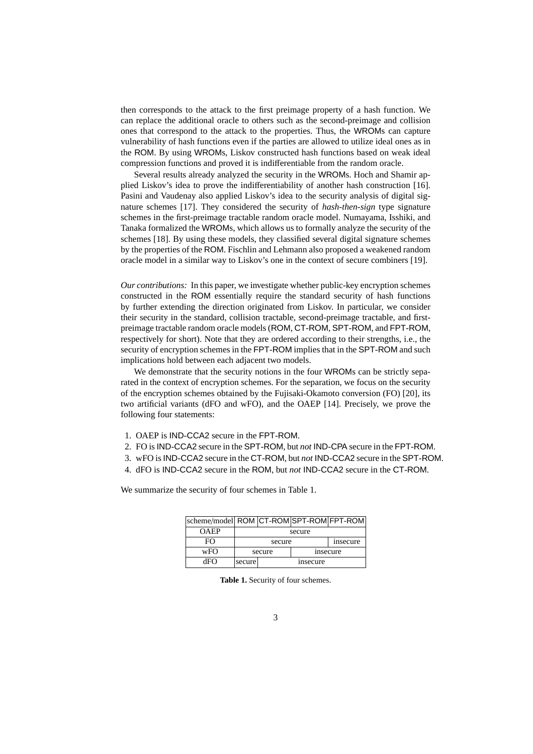then corresponds to the attack to the first preimage property of a hash function. We can replace the additional oracle to others such as the second-preimage and collision ones that correspond to the attack to the properties. Thus, the WROMs can capture vulnerability of hash functions even if the parties are allowed to utilize ideal ones as in the ROM. By using WROMs, Liskov constructed hash functions based on weak ideal compression functions and proved it is indifferentiable from the random oracle.

Several results already analyzed the security in the WROMs. Hoch and Shamir applied Liskov's idea to prove the indifferentiability of another hash construction [16]. Pasini and Vaudenay also applied Liskov's idea to the security analysis of digital signature schemes [17]. They considered the security of *hash-then-sign* type signature schemes in the first-preimage tractable random oracle model. Numayama, Isshiki, and Tanaka formalized the WROMs, which allows us to formally analyze the security of the schemes [18]. By using these models, they classified several digital signature schemes by the properties of the ROM. Fischlin and Lehmann also proposed a weakened random oracle model in a similar way to Liskov's one in the context of secure combiners [19].

*Our contributions:* In this paper, we investigate whether public-key encryption schemes constructed in the ROM essentially require the standard security of hash functions by further extending the direction originated from Liskov. In particular, we consider their security in the standard, collision tractable, second-preimage tractable, and first-preimage tractable random oracle models (ROM, CT-ROM, SPT-ROM, and FPT-ROM, respectively for short). Note that they are ordered according to their strengths, i.e., the security of encryption schemes in the FPT-ROM implies that in the SPT-ROM and such implications hold between each adjacent two models.

We demonstrate that the security notions in the four WROMs can be strictly separated in the context of encryption schemes. For the separation, we focus on the security of the encryption schemes obtained by the Fujisaki-Okamoto conversion (FO) [20], its two artificial variants (dFO and wFO), and the OAEP [14]. Precisely, we prove the following four statements:

1. OAEP is IND-CCA2 secure in the FPT-ROM.
2. FO is IND-CCA2 secure in the SPT-ROM, but *not* IND-CPA secure in the FPT-ROM.
3. wFO is IND-CCA2 secure in the CT-ROM, but *not* IND-CCA2 secure in the SPT-ROM.
4. dFO is IND-CCA2 secure in the ROM, but *not* IND-CCA2 secure in the CT-ROM.

We summarize the security of four schemes in Table 1.

| scheme/model | ROM | CT-ROM | SPT-ROM | FPT-ROM |
|---|---|---|---|---|
| OAEP | secure | secure | secure | secure |
| FO | secure | secure | secure | insecure |
| wFO | secure | secure | insecure | insecure |
| dFO | secure | insecure | insecure | insecure |

**Table 1.** Security of four schemes.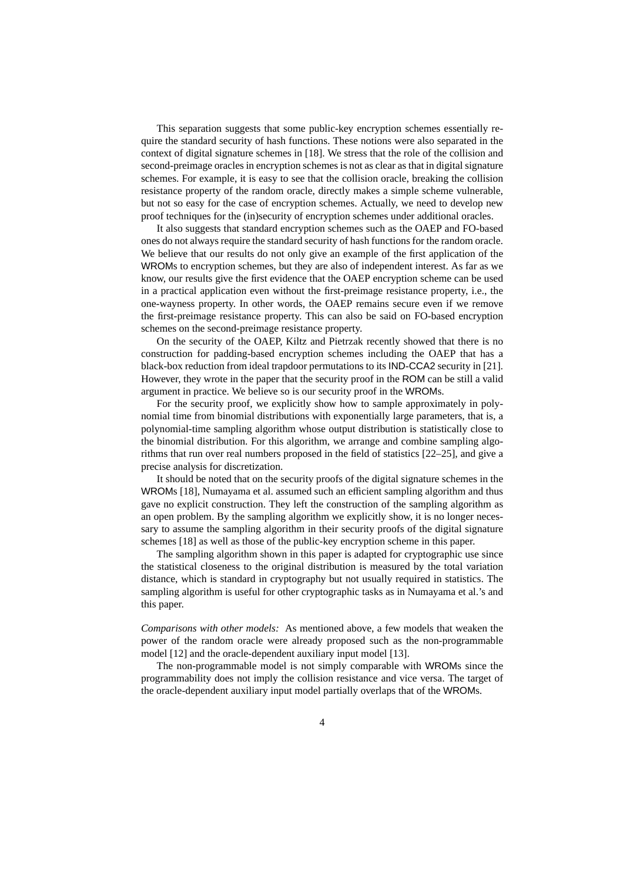This separation suggests that some public-key encryption schemes essentially require the standard security of hash functions. These notions were also separated in the context of digital signature schemes in [18]. We stress that the role of the collision and second-preimage oracles in encryption schemes is not as clear as that in digital signature schemes. For example, it is easy to see that the collision oracle, breaking the collision resistance property of the random oracle, directly makes a simple scheme vulnerable, but not so easy for the case of encryption schemes. Actually, we need to develop new proof techniques for the (in)security of encryption schemes under additional oracles.

It also suggests that standard encryption schemes such as the OAEP and FO-based ones do not always require the standard security of hash functions for the random oracle. We believe that our results do not only give an example of the first application of the WROMs to encryption schemes, but they are also of independent interest. As far as we know, our results give the first evidence that the OAEP encryption scheme can be used in a practical application even without the first-preimage resistance property, i.e., the one-wayness property. In other words, the OAEP remains secure even if we remove the first-preimage resistance property. This can also be said on FO-based encryption schemes on the second-preimage resistance property.

On the security of the OAEP, Kiltz and Pietrzak recently showed that there is no construction for padding-based encryption schemes including the OAEP that has a black-box reduction from ideal trapdoor permutations to its IND-CCA2 security in [21]. However, they wrote in the paper that the security proof in the ROM can be still a valid argument in practice. We believe so is our security proof in the WROMs.

For the security proof, we explicitly show how to sample approximately in polynomial time from binomial distributions with exponentially large parameters, that is, a polynomial-time sampling algorithm whose output distribution is statistically close to the binomial distribution. For this algorithm, we arrange and combine sampling algorithms that run over real numbers proposed in the field of statistics [22–25], and give a precise analysis for discretization.

It should be noted that on the security proofs of the digital signature schemes in the WROMs [18], Numayama et al. assumed such an efficient sampling algorithm and thus gave no explicit construction. They left the construction of the sampling algorithm as an open problem. By the sampling algorithm we explicitly show, it is no longer necessary to assume the sampling algorithm in their security proofs of the digital signature schemes [18] as well as those of the public-key encryption scheme in this paper.

The sampling algorithm shown in this paper is adapted for cryptographic use since the statistical closeness to the original distribution is measured by the total variation distance, which is standard in cryptography but not usually required in statistics. The sampling algorithm is useful for other cryptographic tasks as in Numayama et al.'s and this paper.

*Comparisons with other models:* As mentioned above, a few models that weaken the power of the random oracle were already proposed such as the non-programmable model [12] and the oracle-dependent auxiliary input model [13].

The non-programmable model is not simply comparable with WROMs since the programmability does not imply the collision resistance and vice versa. The target of the oracle-dependent auxiliary input model partially overlaps that of the WROMs.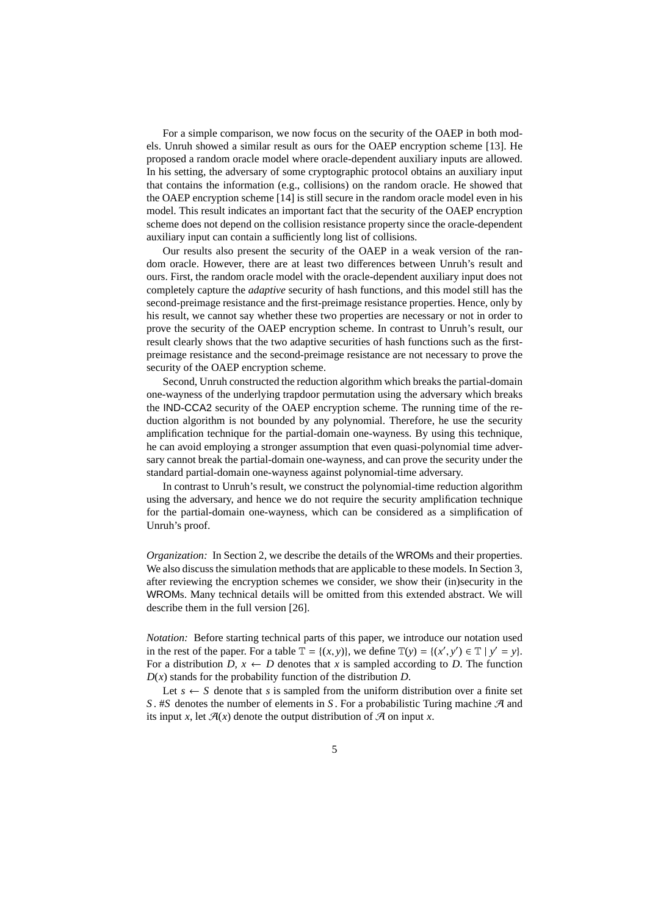For a simple comparison, we now focus on the security of the OAEP in both models. Unruh showed a similar result as ours for the OAEP encryption scheme [13]. He proposed a random oracle model where oracle-dependent auxiliary inputs are allowed. In his setting, the adversary of some cryptographic protocol obtains an auxiliary input that contains the information (e.g., collisions) on the random oracle. He showed that the OAEP encryption scheme [14] is still secure in the random oracle model even in his model. This result indicates an important fact that the security of the OAEP encryption scheme does not depend on the collision resistance property since the oracle-dependent auxiliary input can contain a sufficiently long list of collisions.

Our results also present the security of the OAEP in a weak version of the random oracle. However, there are at least two differences between Unruh's result and ours. First, the random oracle model with the oracle-dependent auxiliary input does not completely capture the *adaptive* security of hash functions, and this model still has the second-preimage resistance and the first-preimage resistance properties. Hence, only by his result, we cannot say whether these two properties are necessary or not in order to prove the security of the OAEP encryption scheme. In contrast to Unruh's result, our result clearly shows that the two adaptive securities of hash functions such as the first-preimage resistance and the second-preimage resistance are not necessary to prove the security of the OAEP encryption scheme.

Second, Unruh constructed the reduction algorithm which breaks the partial-domain one-wayness of the underlying trapdoor permutation using the adversary which breaks the IND-CCA2 security of the OAEP encryption scheme. The running time of the reduction algorithm is not bounded by any polynomial. Therefore, he use the security amplification technique for the partial-domain one-wayness. By using this technique, he can avoid employing a stronger assumption that even quasi-polynomial time adversary cannot break the partial-domain one-wayness, and can prove the security under the standard partial-domain one-wayness against polynomial-time adversary.

In contrast to Unruh's result, we construct the polynomial-time reduction algorithm using the adversary, and hence we do not require the security amplification technique for the partial-domain one-wayness, which can be considered as a simplification of Unruh's proof.

*Organization:* In Section 2, we describe the details of the WROMs and their properties. We also discuss the simulation methods that are applicable to these models. In Section 3, after reviewing the encryption schemes we consider, we show their (in)security in the WROMs. Many technical details will be omitted from this extended abstract. We will describe them in the full version [26].

*Notation:* Before starting technical parts of this paper, we introduce our notation used in the rest of the paper. For a table $\mathbb{T} = \{(x, y)\}$, we define $\mathbb{T}(y) = \{(x', y') \in \mathbb{T} \mid y' = y\}$. For a distribution $D$, $x \leftarrow D$ denotes that $x$ is sampled according to $D$. The function $D(x)$ stands for the probability function of the distribution $D$.

Let $s \leftarrow S$ denote that $s$ is sampled from the uniform distribution over a finite set $S$. $\#S$ denotes the number of elements in $S$. For a probabilistic Turing machine $\mathcal{A}$ and its input $x$, let $\mathcal{A}(x)$ denote the output distribution of $\mathcal{A}$ on input $x$.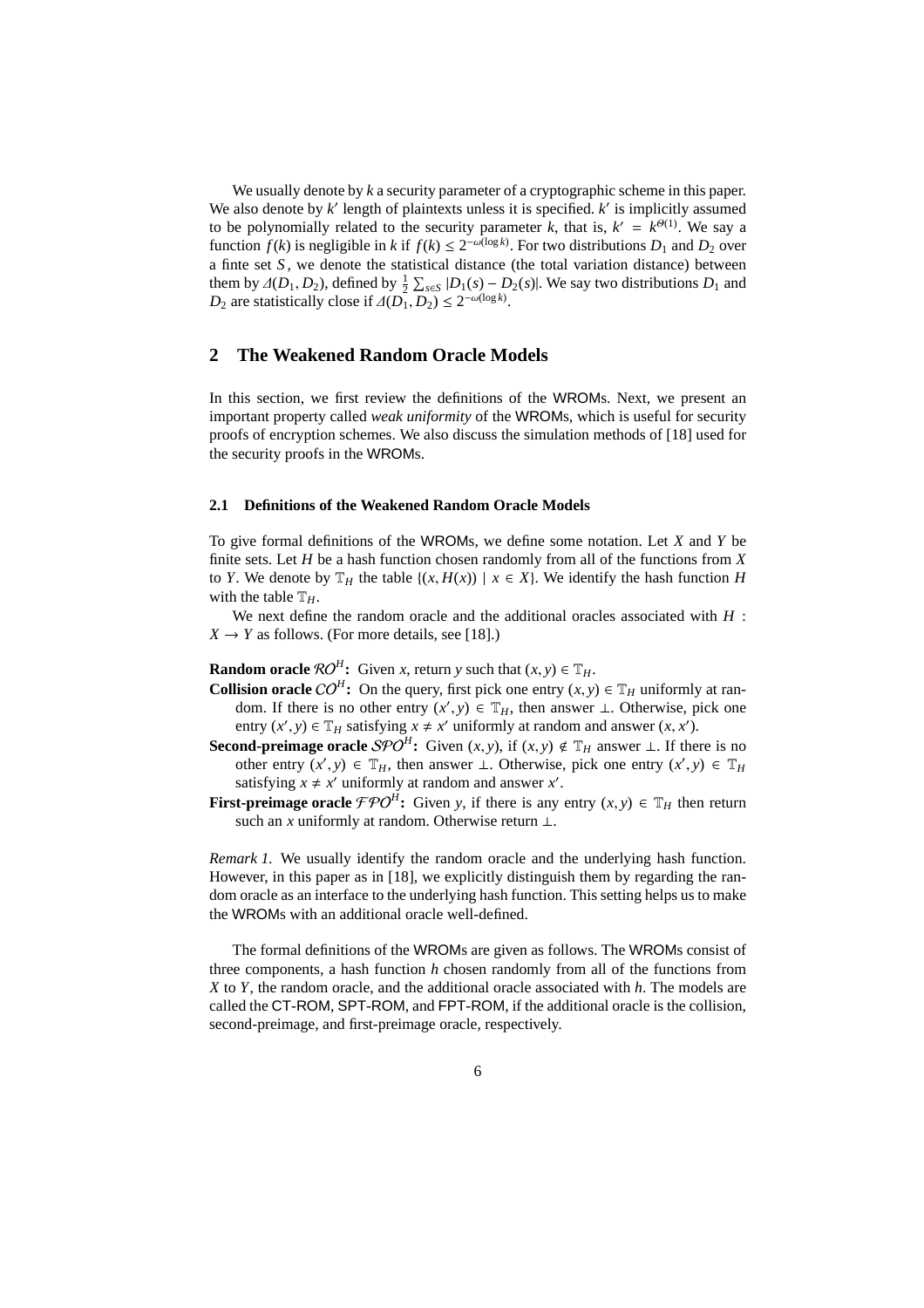We usually denote by $k$ a security parameter of a cryptographic scheme in this paper. We also denote by $k'$ length of plaintexts unless it is specified. $k'$ is implicitly assumed to be polynomially related to the security parameter $k$, that is, $k' = k^{\Theta(1)}$. We say a function $f(k)$ is negligible in $k$ if $f(k) \leq 2^{-\omega(\log k)}$. For two distributions $D_1$ and $D_2$ over a finte set $S$, we denote the statistical distance (the total variation distance) between them by $\Delta(D_1, D_2)$, defined by $\frac{1}{2}\sum_{s \in S} |D_1(s) - D_2(s)|$. We say two distributions $D_1$ and $D_2$ are statistically close if $\Delta(D_1, D_2) \leq 2^{-\omega(\log k)}$.

## 2 The Weakened Random Oracle Models

In this section, we first review the definitions of the WROMs. Next, we present an important property called *weak uniformity* of the WROMs, which is useful for security proofs of encryption schemes. We also discuss the simulation methods of [18] used for the security proofs in the WROMs.

### 2.1 Definitions of the Weakened Random Oracle Models

To give formal definitions of the WROMs, we define some notation. Let $X$ and $Y$ be finite sets. Let $H$ be a hash function chosen randomly from all of the functions from $X$ to $Y$. We denote by $\mathbb{T}_H$ the table $\{(x, H(x)) \mid x \in X\}$. We identify the hash function $H$ with the table $\mathbb{T}_H$.

We next define the random oracle and the additional oracles associated with $H : X \to Y$ as follows. (For more details, see [18].)

**Random oracle $\mathcal{RO}^H$:** Given $x$, return $y$ such that $(x, y) \in \mathbb{T}_H$.

**Collision oracle $\mathcal{CO}^H$:** On the query, first pick one entry $(x, y) \in \mathbb{T}_H$ uniformly at random. If there is no other entry $(x', y) \in \mathbb{T}_H$, then answer $\perp$. Otherwise, pick one entry $(x', y) \in \mathbb{T}_H$ satisfying $x \neq x'$ uniformly at random and answer $(x, x')$.

**Second-preimage oracle $\mathcal{SPO}^H$:** Given $(x, y)$, if $(x, y) \notin \mathbb{T}_H$ answer $\perp$. If there is no other entry $(x', y) \in \mathbb{T}_H$, then answer $\perp$. Otherwise, pick one entry $(x', y) \in \mathbb{T}_H$ satisfying $x \neq x'$ uniformly at random and answer $x'$.

**First-preimage oracle $\mathcal{FPO}^H$:** Given $y$, if there is any entry $(x, y) \in \mathbb{T}_H$ then return such an $x$ uniformly at random. Otherwise return $\perp$.

*Remark 1.* We usually identify the random oracle and the underlying hash function. However, in this paper as in [18], we explicitly distinguish them by regarding the random oracle as an interface to the underlying hash function. This setting helps us to make the WROMs with an additional oracle well-defined.

The formal definitions of the WROMs are given as follows. The WROMs consist of three components, a hash function $h$ chosen randomly from all of the functions from $X$ to $Y$, the random oracle, and the additional oracle associated with $h$. The models are called the CT-ROM, SPT-ROM, and FPT-ROM, if the additional oracle is the collision, second-preimage, and first-preimage oracle, respectively.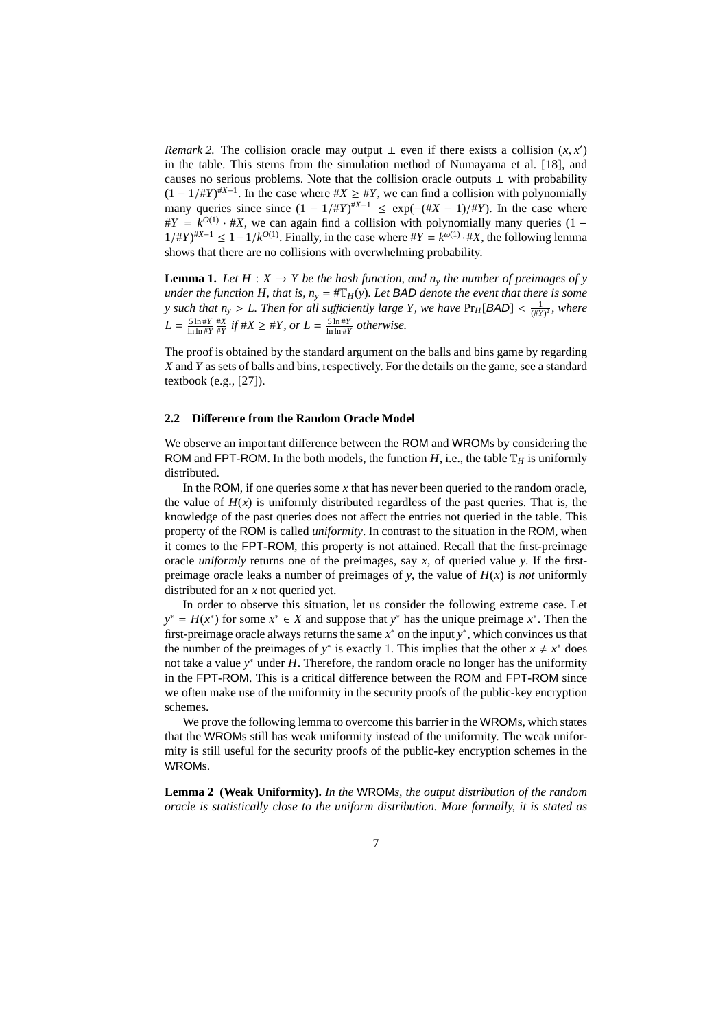*Remark 2.* The collision oracle may output $\perp$ even if there exists a collision $(x, x')$ in the table. This stems from the simulation method of Numayama et al. [18], and causes no serious problems. Note that the collision oracle outputs $\perp$ with probability $(1 - 1/\#Y)^{\#X-1}$. In the case where $\#X \geq \#Y$, we can find a collision with polynomially many queries since since $(1 - 1/\#Y)^{\#X-1} \leq \exp(-(\#X - 1)/\#Y)$. In the case where $\#Y = k^{O(1)} \cdot \#X$, we can again find a collision with polynomially many queries $(1 - 1/\#Y)^{\#X-1} \leq 1 - 1/k^{O(1)}$. Finally, in the case where $\#Y = k^{\omega(1)} \cdot \#X$, the following lemma shows that there are no collisions with overwhelming probability.

**Lemma 1.** *Let $H : X \to Y$ be the hash function, and $n_y$ the number of preimages of $y$ under the function $H$, that is, $n_y = \#\mathbb{T}_H(y)$. Let $\mathsf{BAD}$ denote the event that there is some $y$ such that $n_y > L$. Then for all sufficiently large $Y$, we have $\Pr_H[\mathsf{BAD}] < \frac{1}{(\#Y)^2}$, where $L = \frac{5 \ln \#Y}{\ln \ln \#Y} \frac{\#X}{\#Y}$ if $\#X \geq \#Y$, or $L = \frac{5 \ln \#Y}{\ln \ln \#Y}$ otherwise.*

The proof is obtained by the standard argument on the balls and bins game by regarding $X$ and $Y$ as sets of balls and bins, respectively. For the details on the game, see a standard textbook (e.g., [27]).

### 2.2 Difference from the Random Oracle Model

We observe an important difference between the ROM and WROMs by considering the ROM and FPT-ROM. In the both models, the function $H$, i.e., the table $\mathbb{T}_H$ is uniformly distributed.

In the ROM, if one queries some $x$ that has never been queried to the random oracle, the value of $H(x)$ is uniformly distributed regardless of the past queries. That is, the knowledge of the past queries does not affect the entries not queried in the table. This property of the ROM is called *uniformity*. In contrast to the situation in the ROM, when it comes to the FPT-ROM, this property is not attained. Recall that the first-preimage oracle *uniformly* returns one of the preimages, say $x$, of queried value $y$. If the first-preimage oracle leaks a number of preimages of $y$, the value of $H(x)$ is *not* uniformly distributed for an $x$ not queried yet.

In order to observe this situation, let us consider the following extreme case. Let $y^* = H(x^*)$ for some $x^* \in X$ and suppose that $y^*$ has the unique preimage $x^*$. Then the first-preimage oracle always returns the same $x^*$ on the input $y^*$, which convinces us that the number of the preimages of $y^*$ is exactly 1. This implies that the other $x \neq x^*$ does not take a value $y^*$ under $H$. Therefore, the random oracle no longer has the uniformity in the FPT-ROM. This is a critical difference between the ROM and FPT-ROM since we often make use of the uniformity in the security proofs of the public-key encryption schemes.

We prove the following lemma to overcome this barrier in the WROMs, which states that the WROMs still has weak uniformity instead of the uniformity. The weak uniformity is still useful for the security proofs of the public-key encryption schemes in the WROMs.

**Lemma 2 (Weak Uniformity).** *In the* WROMs*, the output distribution of the random oracle is statistically close to the uniform distribution. More formally, it is stated as*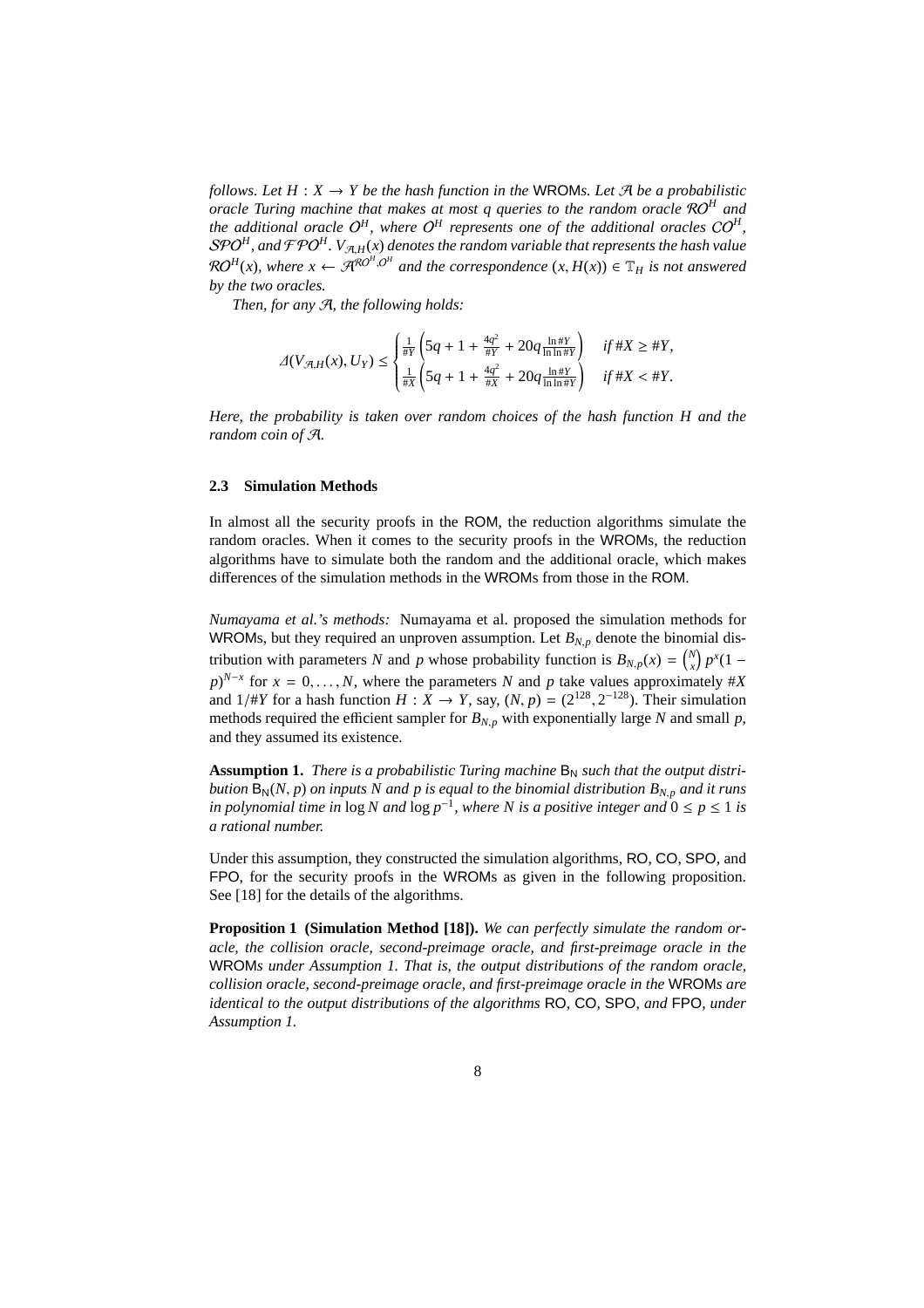*follows. Let $H : X \to Y$ be the hash function in the* WROMs*. Let $\mathcal{A}$ be a probabilistic oracle Turing machine that makes at most $q$ queries to the random oracle $\mathcal{RO}^H$ and the additional oracle $\mathcal{O}^H$, where $\mathcal{O}^H$ represents one of the additional oracles $\mathcal{CO}^H$, $\mathcal{SPO}^H$, and $\mathcal{FPO}^H$. $V_{\mathcal{A},H}(x)$ denotes the random variable that represents the hash value $\mathcal{RO}^H(x)$, where $x \leftarrow \mathcal{A}^{\mathcal{RO}^H,\mathcal{O}^H}$ and the correspondence $(x, H(x)) \in \mathbb{T}_H$ is not answered by the two oracles.*

*Then, for any $\mathcal{A}$, the following holds:*

$$\Delta(V_{\mathcal{A},H}(x), U_Y) \le \begin{cases} \frac{1}{\#Y}\left(5q + 1 + \frac{4q^2}{\#Y} + 20q\frac{\ln \#Y}{\ln\ln \#Y}\right) & \text{if } \#X \ge \#Y, \\ \frac{1}{\#X}\left(5q + 1 + \frac{4q^2}{\#X} + 20q\frac{\ln \#Y}{\ln\ln \#Y}\right) & \text{if } \#X < \#Y. \end{cases}$$

*Here, the probability is taken over random choices of the hash function $H$ and the random coin of $\mathcal{A}$.*

### 2.3 Simulation Methods

In almost all the security proofs in the ROM, the reduction algorithms simulate the random oracles. When it comes to the security proofs in the WROMs, the reduction algorithms have to simulate both the random and the additional oracle, which makes differences of the simulation methods in the WROMs from those in the ROM.

*Numayama et al.'s methods:* Numayama et al. proposed the simulation methods for WROMs, but they required an unproven assumption. Let $B_{N,p}$ denote the binomial distribution with parameters $N$ and $p$ whose probability function is $B_{N,p}(x) = \binom{N}{x} p^x(1-p)^{N-x}$ for $x = 0, \ldots, N$, where the parameters $N$ and $p$ take values approximately $\#X$ and $1/\#Y$ for a hash function $H : X \to Y$, say, $(N, p) = (2^{128}, 2^{-128})$. Their simulation methods required the efficient sampler for $B_{N,p}$ with exponentially large $N$ and small $p$, and they assumed its existence.

**Assumption 1.** *There is a probabilistic Turing machine $\mathsf{B_N}$ such that the output distribution $\mathsf{B_N}(N, p)$ on inputs $N$ and $p$ is equal to the binomial distribution $B_{N,p}$ and it runs in polynomial time in $\log N$ and $\log p^{-1}$, where $N$ is a positive integer and $0 \le p \le 1$ is a rational number.*

Under this assumption, they constructed the simulation algorithms, RO, CO, SPO, and FPO, for the security proofs in the WROMs as given in the following proposition. See [18] for the details of the algorithms.

**Proposition 1 (Simulation Method [18]).** *We can perfectly simulate the random oracle, the collision oracle, second-preimage oracle, and first-preimage oracle in the* WROM*s under Assumption 1. That is, the output distributions of the random oracle, collision oracle, second-preimage oracle, and first-preimage oracle in the* WROM*s are identical to the output distributions of the algorithms* RO*,* CO*,* SPO*, and* FPO*, under Assumption 1.*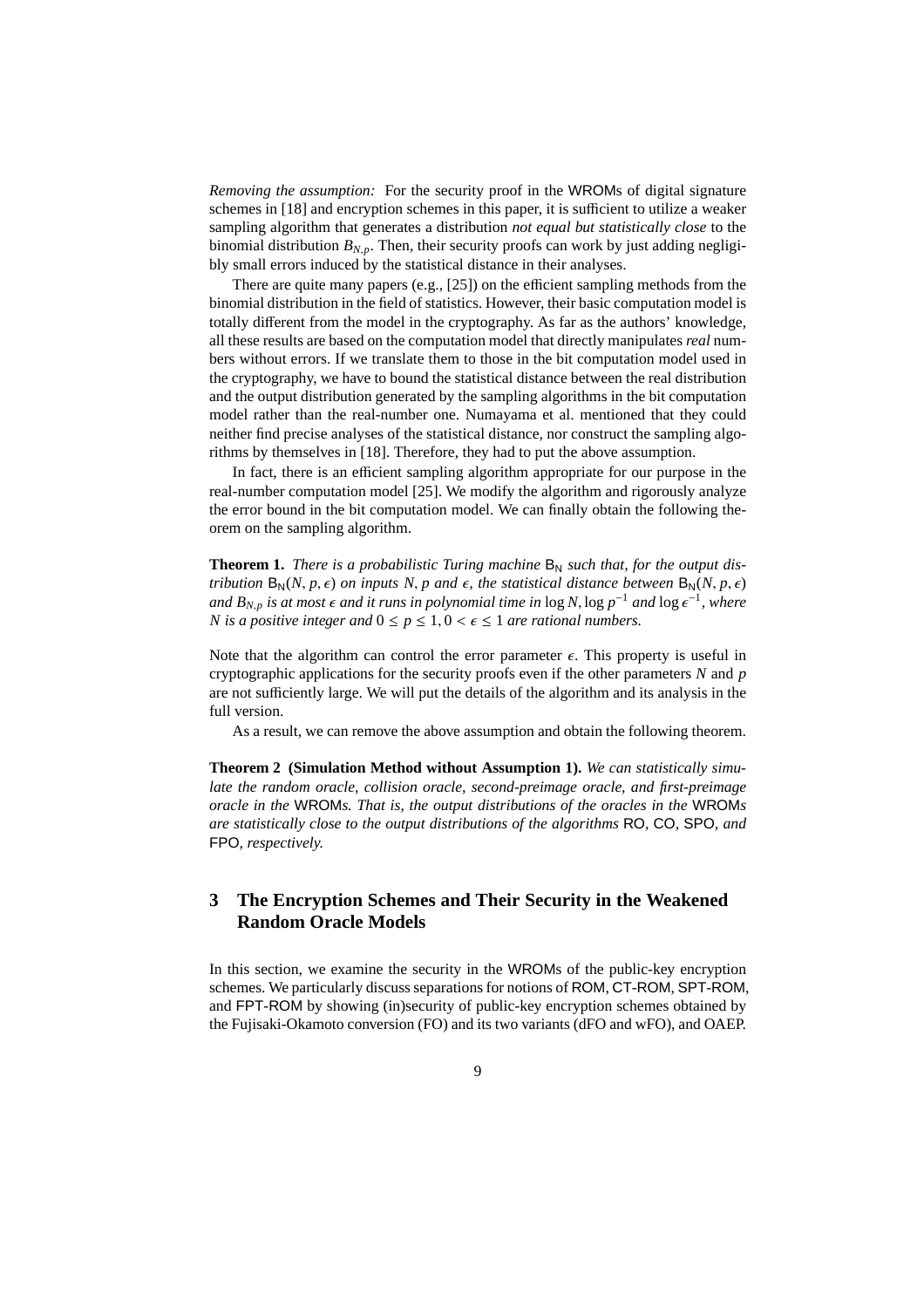*Removing the assumption:* For the security proof in the WROMs of digital signature schemes in [18] and encryption schemes in this paper, it is sufficient to utilize a weaker sampling algorithm that generates a distribution *not equal but statistically close* to the binomial distribution $B_{N,p}$. Then, their security proofs can work by just adding negligibly small errors induced by the statistical distance in their analyses.

There are quite many papers (e.g., [25]) on the efficient sampling methods from the binomial distribution in the field of statistics. However, their basic computation model is totally different from the model in the cryptography. As far as the authors' knowledge, all these results are based on the computation model that directly manipulates *real* numbers without errors. If we translate them to those in the bit computation model used in the cryptography, we have to bound the statistical distance between the real distribution and the output distribution generated by the sampling algorithms in the bit computation model rather than the real-number one. Numayama et al. mentioned that they could neither find precise analyses of the statistical distance, nor construct the sampling algorithms by themselves in [18]. Therefore, they had to put the above assumption.

In fact, there is an efficient sampling algorithm appropriate for our purpose in the real-number computation model [25]. We modify the algorithm and rigorously analyze the error bound in the bit computation model. We can finally obtain the following theorem on the sampling algorithm.

**Theorem 1.** *There is a probabilistic Turing machine* $\mathsf{B}_\mathsf{N}$ *such that, for the output distribution* $\mathsf{B}_\mathsf{N}(N, p, \epsilon)$ *on inputs* $N, p$ *and* $\epsilon$*, the statistical distance between* $\mathsf{B}_\mathsf{N}(N, p, \epsilon)$ *and* $B_{N,p}$ *is at most* $\epsilon$ *and it runs in polynomial time in* $\log N, \log p^{-1}$ *and* $\log \epsilon^{-1}$*, where* $N$ *is a positive integer and* $0 \leq p \leq 1, 0 < \epsilon \leq 1$ *are rational numbers.*

Note that the algorithm can control the error parameter $\epsilon$. This property is useful in cryptographic applications for the security proofs even if the other parameters $N$ and $p$ are not sufficiently large. We will put the details of the algorithm and its analysis in the full version.

As a result, we can remove the above assumption and obtain the following theorem.

**Theorem 2 (Simulation Method without Assumption 1).** *We can statistically simulate the random oracle, collision oracle, second-preimage oracle, and first-preimage oracle in the* WROM*s. That is, the output distributions of the oracles in the* WROM*s are statistically close to the output distributions of the algorithms* RO*,* CO*,* SPO*, and* FPO*, respectively.*

## 3 The Encryption Schemes and Their Security in the Weakened Random Oracle Models

In this section, we examine the security in the WROMs of the public-key encryption schemes. We particularly discuss separations for notions of ROM, CT-ROM, SPT-ROM, and FPT-ROM by showing (in)security of public-key encryption schemes obtained by the Fujisaki-Okamoto conversion (FO) and its two variants (dFO and wFO), and OAEP.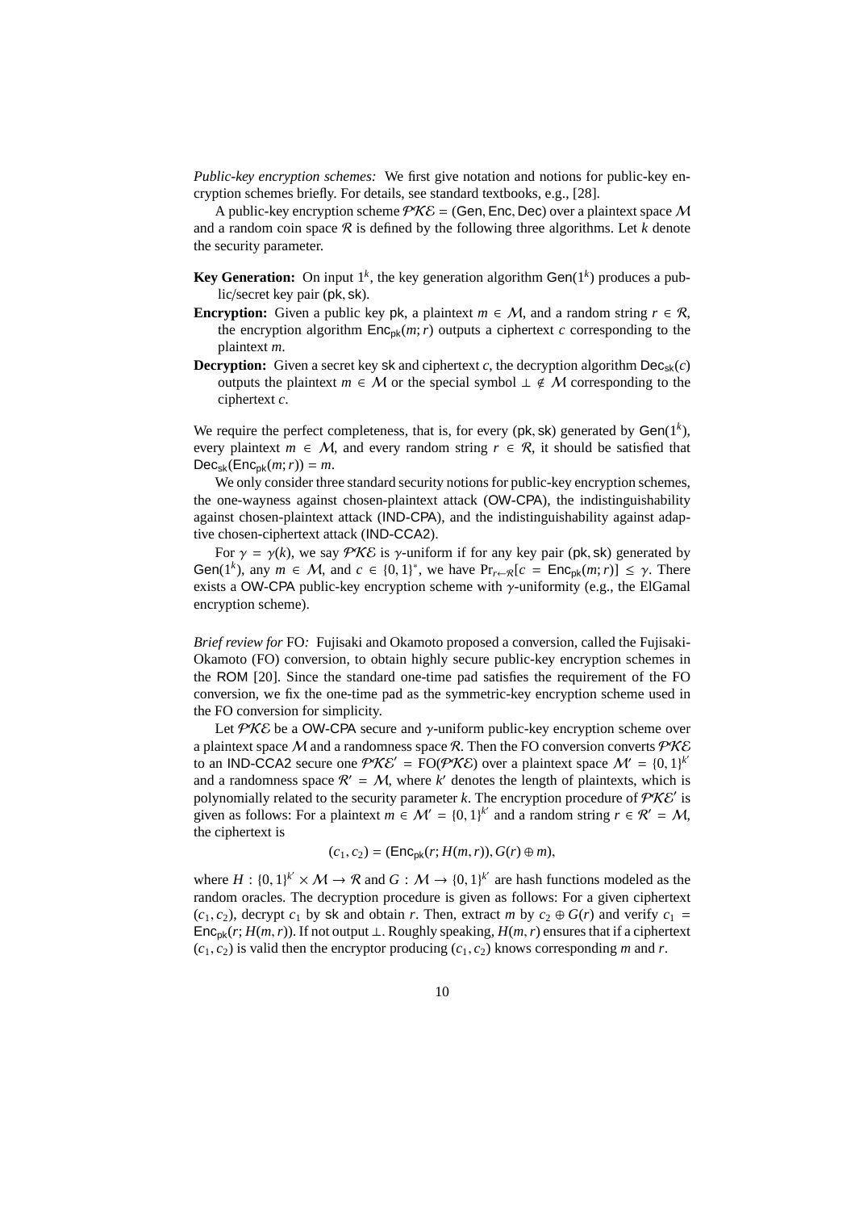*Public-key encryption schemes:* We first give notation and notions for public-key encryption schemes briefly. For details, see standard textbooks, e.g., [28].

A public-key encryption scheme $\mathcal{PKE} = (\mathsf{Gen}, \mathsf{Enc}, \mathsf{Dec})$ over a plaintext space $\mathcal{M}$ and a random coin space $\mathcal{R}$ is defined by the following three algorithms. Let $k$ denote the security parameter.

**Key Generation:** On input $1^k$, the key generation algorithm $\mathsf{Gen}(1^k)$ produces a public/secret key pair $(\mathsf{pk}, \mathsf{sk})$.

**Encryption:** Given a public key $\mathsf{pk}$, a plaintext $m \in \mathcal{M}$, and a random string $r \in \mathcal{R}$, the encryption algorithm $\mathsf{Enc}_{\mathsf{pk}}(m; r)$ outputs a ciphertext $c$ corresponding to the plaintext $m$.

**Decryption:** Given a secret key $\mathsf{sk}$ and ciphertext $c$, the decryption algorithm $\mathsf{Dec}_{\mathsf{sk}}(c)$ outputs the plaintext $m \in \mathcal{M}$ or the special symbol $\perp \notin \mathcal{M}$ corresponding to the ciphertext $c$.

We require the perfect completeness, that is, for every $(\mathsf{pk}, \mathsf{sk})$ generated by $\mathsf{Gen}(1^k)$, every plaintext $m \in \mathcal{M}$, and every random string $r \in \mathcal{R}$, it should be satisfied that $\mathsf{Dec}_{\mathsf{sk}}(\mathsf{Enc}_{\mathsf{pk}}(m; r)) = m$.

We only consider three standard security notions for public-key encryption schemes, the one-wayness against chosen-plaintext attack (OW-CPA), the indistinguishability against chosen-plaintext attack (IND-CPA), and the indistinguishability against adaptive chosen-ciphertext attack (IND-CCA2).

For $\gamma = \gamma(k)$, we say $\mathcal{PKE}$ is $\gamma$-uniform if for any key pair $(\mathsf{pk}, \mathsf{sk})$ generated by $\mathsf{Gen}(1^k)$, any $m \in \mathcal{M}$, and $c \in \{0, 1\}^*$, we have $\Pr_{r \leftarrow \mathcal{R}}[c = \mathsf{Enc}_{\mathsf{pk}}(m; r)] \leq \gamma$. There exists a OW-CPA public-key encryption scheme with $\gamma$-uniformity (e.g., the ElGamal encryption scheme).

*Brief review for* FO*:* Fujisaki and Okamoto proposed a conversion, called the Fujisaki-Okamoto (FO) conversion, to obtain highly secure public-key encryption schemes in the ROM [20]. Since the standard one-time pad satisfies the requirement of the FO conversion, we fix the one-time pad as the symmetric-key encryption scheme used in the FO conversion for simplicity.

Let $\mathcal{PKE}$ be a OW-CPA secure and $\gamma$-uniform public-key encryption scheme over a plaintext space $\mathcal{M}$ and a randomness space $\mathcal{R}$. Then the FO conversion converts $\mathcal{PKE}$ to an IND-CCA2 secure one $\mathcal{PKE}' = \mathrm{FO}(\mathcal{PKE})$ over a plaintext space $\mathcal{M}' = \{0, 1\}^{k'}$ and a randomness space $\mathcal{R}' = \mathcal{M}$, where $k'$ denotes the length of plaintexts, which is polynomially related to the security parameter $k$. The encryption procedure of $\mathcal{PKE}'$ is given as follows: For a plaintext $m \in \mathcal{M}' = \{0, 1\}^{k'}$ and a random string $r \in \mathcal{R}' = \mathcal{M}$, the ciphertext is

$$(c_1, c_2) = (\mathsf{Enc}_{\mathsf{pk}}(r; H(m, r)), G(r) \oplus m),$$

where $H : \{0, 1\}^{k'} \times \mathcal{M} \to \mathcal{R}$ and $G : \mathcal{M} \to \{0, 1\}^{k'}$ are hash functions modeled as the random oracles. The decryption procedure is given as follows: For a given ciphertext $(c_1, c_2)$, decrypt $c_1$ by $\mathsf{sk}$ and obtain $r$. Then, extract $m$ by $c_2 \oplus G(r)$ and verify $c_1 = \mathsf{Enc}_{\mathsf{pk}}(r; H(m, r))$. If not output $\perp$. Roughly speaking, $H(m, r)$ ensures that if a ciphertext $(c_1, c_2)$ is valid then the encryptor producing $(c_1, c_2)$ knows corresponding $m$ and $r$.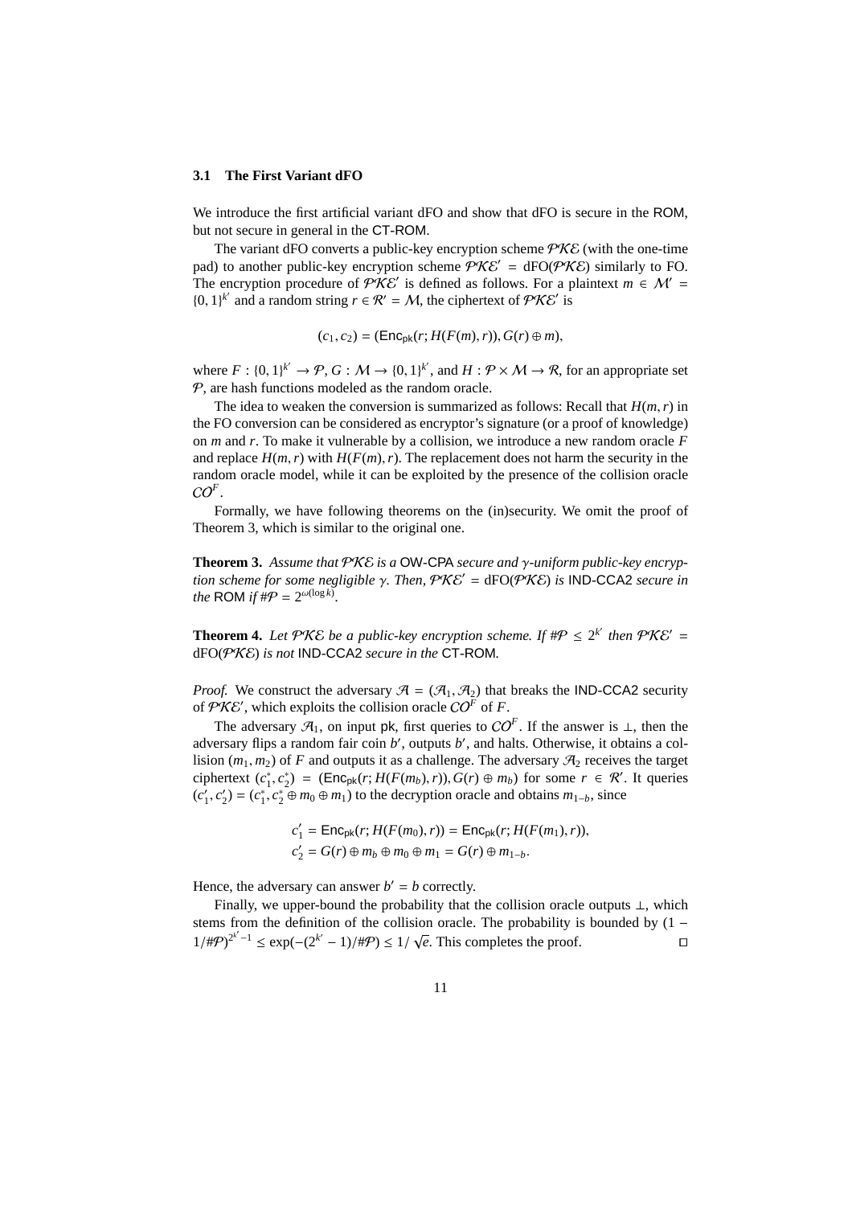### 3.1 The First Variant dFO

We introduce the first artificial variant dFO and show that dFO is secure in the ROM, but not secure in general in the CT-ROM.

The variant dFO converts a public-key encryption scheme $\mathcal{PKE}$ (with the one-time pad) to another public-key encryption scheme $\mathcal{PKE}' = \text{dFO}(\mathcal{PKE})$ similarly to FO. The encryption procedure of $\mathcal{PKE}'$ is defined as follows. For a plaintext $m \in \mathcal{M}' = \{0,1\}^{k'}$ and a random string $r \in \mathcal{R}' = \mathcal{M}$, the ciphertext of $\mathcal{PKE}'$ is

$$(c_1, c_2) = (\mathsf{Enc}_{\mathsf{pk}}(r; H(F(m), r)), G(r) \oplus m),$$

where $F : \{0,1\}^{k'} \to \mathcal{P}$, $G : \mathcal{M} \to \{0,1\}^{k'}$, and $H : \mathcal{P} \times \mathcal{M} \to \mathcal{R}$, for an appropriate set $\mathcal{P}$, are hash functions modeled as the random oracle.

The idea to weaken the conversion is summarized as follows: Recall that $H(m, r)$ in the FO conversion can be considered as encryptor's signature (or a proof of knowledge) on $m$ and $r$. To make it vulnerable by a collision, we introduce a new random oracle $F$ and replace $H(m, r)$ with $H(F(m), r)$. The replacement does not harm the security in the random oracle model, while it can be exploited by the presence of the collision oracle $\mathcal{CO}^F$.

Formally, we have following theorems on the (in)security. We omit the proof of Theorem 3, which is similar to the original one.

**Theorem 3.** *Assume that $\mathcal{PKE}$ is a* OW-CPA *secure and $\gamma$-uniform public-key encryption scheme for some negligible $\gamma$. Then, $\mathcal{PKE}' = \text{dFO}(\mathcal{PKE})$ is* IND-CCA2 *secure in the* ROM *if $\#\mathcal{P} = 2^{\omega(\log k)}$.*

**Theorem 4.** *Let $\mathcal{PKE}$ be a public-key encryption scheme. If $\#\mathcal{P} \leq 2^{k'}$ then $\mathcal{PKE}' = \text{dFO}(\mathcal{PKE})$ is not* IND-CCA2 *secure in the* CT-ROM*.*

*Proof.* We construct the adversary $\mathcal{A} = (\mathcal{A}_1, \mathcal{A}_2)$ that breaks the IND-CCA2 security of $\mathcal{PKE}'$, which exploits the collision oracle $\mathcal{CO}^F$ of $F$.

The adversary $\mathcal{A}_1$, on input pk, first queries to $\mathcal{CO}^F$. If the answer is $\perp$, then the adversary flips a random fair coin $b'$, outputs $b'$, and halts. Otherwise, it obtains a collision $(m_1, m_2)$ of $F$ and outputs it as a challenge. The adversary $\mathcal{A}_2$ receives the target ciphertext $(c_1^*, c_2^*) = (\mathsf{Enc}_{\mathsf{pk}}(r; H(F(m_b), r)), G(r) \oplus m_b)$ for some $r \in \mathcal{R}'$. It queries $(c_1', c_2') = (c_1^*, c_2^* \oplus m_0 \oplus m_1)$ to the decryption oracle and obtains $m_{1-b}$, since

$$\begin{aligned} c_1' &= \mathsf{Enc}_{\mathsf{pk}}(r; H(F(m_0), r)) = \mathsf{Enc}_{\mathsf{pk}}(r; H(F(m_1), r)), \\ c_2' &= G(r) \oplus m_b \oplus m_0 \oplus m_1 = G(r) \oplus m_{1-b}. \end{aligned}$$

Hence, the adversary can answer $b' = b$ correctly.

Finally, we upper-bound the probability that the collision oracle outputs $\perp$, which stems from the definition of the collision oracle. The probability is bounded by $(1 - 1/\#\mathcal{P})^{2^{k'}-1} \leq \exp(-(2^{k'} - 1)/\#\mathcal{P}) \leq 1/\sqrt{e}$. This completes the proof. $\square$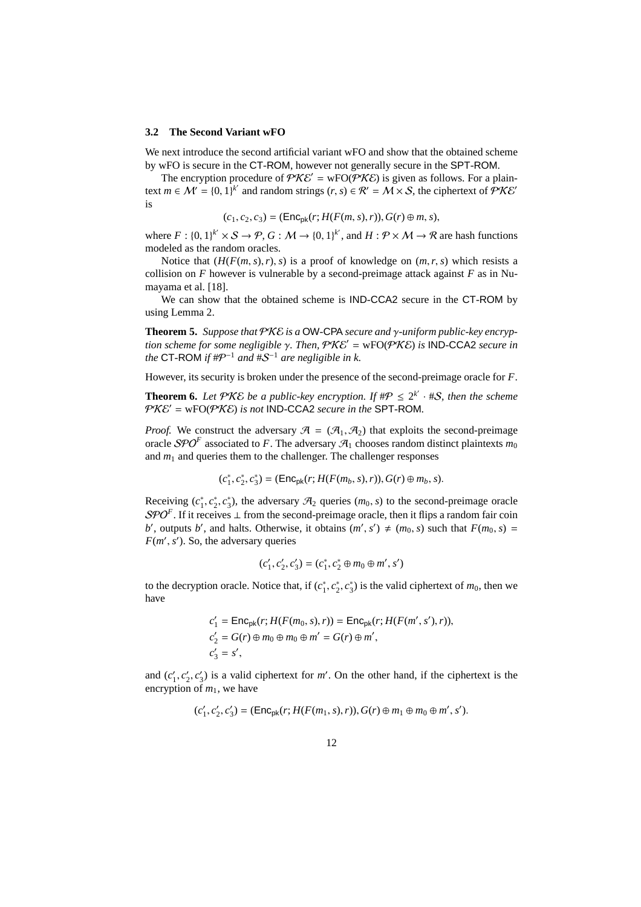### 3.2 The Second Variant wFO

We next introduce the second artificial variant wFO and show that the obtained scheme by wFO is secure in the CT-ROM, however not generally secure in the SPT-ROM.

The encryption procedure of $\mathcal{PKE}' = \mathrm{wFO}(\mathcal{PKE})$ is given as follows. For a plaintext $m \in \mathcal{M}' = \{0,1\}^{k'}$ and random strings $(r, s) \in \mathcal{R}' = \mathcal{M} \times \mathcal{S}$, the ciphertext of $\mathcal{PKE}'$ is

$$(c_1, c_2, c_3) = (\mathsf{Enc}_{\mathsf{pk}}(r; H(F(m, s), r)), G(r) \oplus m, s),$$

where $F : \{0,1\}^{k'} \times \mathcal{S} \to \mathcal{P}$, $G : \mathcal{M} \to \{0,1\}^{k'}$, and $H : \mathcal{P} \times \mathcal{M} \to \mathcal{R}$ are hash functions modeled as the random oracles.

Notice that $(H(F(m, s), r), s)$ is a proof of knowledge on $(m, r, s)$ which resists a collision on $F$ however is vulnerable by a second-preimage attack against $F$ as in Numayama et al. [18].

We can show that the obtained scheme is IND-CCA2 secure in the CT-ROM by using Lemma 2.

**Theorem 5.** *Suppose that $\mathcal{PKE}$ is a* OW-CPA *secure and $\gamma$-uniform public-key encryption scheme for some negligible $\gamma$. Then, $\mathcal{PKE}' = \mathrm{wFO}(\mathcal{PKE})$ is* IND-CCA2 *secure in the* CT-ROM *if $\#\mathcal{P}^{-1}$ and $\#\mathcal{S}^{-1}$ are negligible in $k$.*

However, its security is broken under the presence of the second-preimage oracle for $F$.

**Theorem 6.** *Let $\mathcal{PKE}$ be a public-key encryption. If $\#\mathcal{P} \leq 2^{k'} \cdot \#\mathcal{S}$, then the scheme $\mathcal{PKE}' = \mathrm{wFO}(\mathcal{PKE})$ is not* IND-CCA2 *secure in the* SPT-ROM.

*Proof.* We construct the adversary $\mathcal{A} = (\mathcal{A}_1, \mathcal{A}_2)$ that exploits the second-preimage oracle $\mathcal{SPO}^F$ associated to $F$. The adversary $\mathcal{A}_1$ chooses random distinct plaintexts $m_0$ and $m_1$ and queries them to the challenger. The challenger responses

$$(c_1^*, c_2^*, c_3^*) = (\mathsf{Enc}_{\mathsf{pk}}(r; H(F(m_b, s), r)), G(r) \oplus m_b, s).$$

Receiving $(c_1^*, c_2^*, c_3^*)$, the adversary $\mathcal{A}_2$ queries $(m_0, s)$ to the second-preimage oracle $\mathcal{SPO}^F$. If it receives $\perp$ from the second-preimage oracle, then it flips a random fair coin $b'$, outputs $b'$, and halts. Otherwise, it obtains $(m', s') \neq (m_0, s)$ such that $F(m_0, s) = F(m', s')$. So, the adversary queries

$$(c_1', c_2', c_3') = (c_1^*, c_2^* \oplus m_0 \oplus m', s')$$

to the decryption oracle. Notice that, if $(c_1^*, c_2^*, c_3^*)$ is the valid ciphertext of $m_0$, then we have

$$\begin{aligned}
c_1' &= \mathsf{Enc}_{\mathsf{pk}}(r; H(F(m_0, s), r)) = \mathsf{Enc}_{\mathsf{pk}}(r; H(F(m', s'), r)),\\
c_2' &= G(r) \oplus m_0 \oplus m_0 \oplus m' = G(r) \oplus m',\\
c_3' &= s',
\end{aligned}$$

and $(c_1', c_2', c_3')$ is a valid ciphertext for $m'$. On the other hand, if the ciphertext is the encryption of $m_1$, we have

$$(c_1', c_2', c_3') = (\mathsf{Enc}_{\mathsf{pk}}(r; H(F(m_1, s), r)), G(r) \oplus m_1 \oplus m_0 \oplus m', s').$$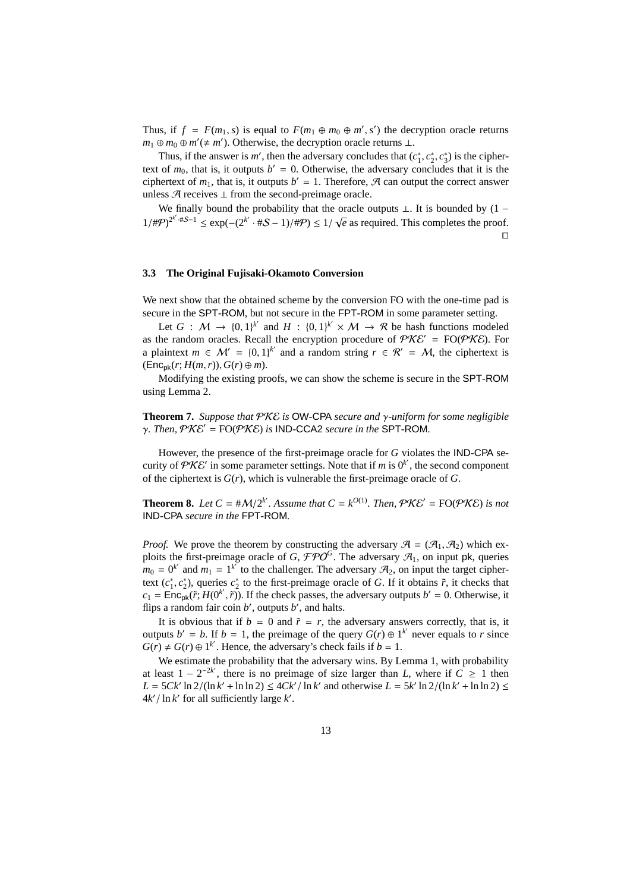Thus, if $f = F(m_1, s)$ is equal to $F(m_1 \oplus m_0 \oplus m', s')$ the decryption oracle returns $m_1 \oplus m_0 \oplus m' (\neq m')$. Otherwise, the decryption oracle returns $\perp$.

Thus, if the answer is $m'$, then the adversary concludes that $(c_1^*, c_2^*, c_3^*)$ is the ciphertext of $m_0$, that is, it outputs $b' = 0$. Otherwise, the adversary concludes that it is the ciphertext of $m_1$, that is, it outputs $b' = 1$. Therefore, $\mathcal{A}$ can output the correct answer unless $\mathcal{A}$ receives $\perp$ from the second-preimage oracle.

We finally bound the probability that the oracle outputs $\perp$. It is bounded by $(1 - 1/\#\mathcal{P})^{2^{k'} \cdot \#\mathcal{S} - 1} \leq \exp(-(2^{k'} \cdot \#\mathcal{S} - 1)/\#\mathcal{P}) \leq 1/\sqrt{e}$ as required. This completes the proof. □

### 3.3 The Original Fujisaki-Okamoto Conversion

We next show that the obtained scheme by the conversion FO with the one-time pad is secure in the SPT-ROM, but not secure in the FPT-ROM in some parameter setting.

Let $G : \mathcal{M} \to \{0,1\}^{k'}$ and $H : \{0,1\}^{k'} \times \mathcal{M} \to \mathcal{R}$ be hash functions modeled as the random oracles. Recall the encryption procedure of $\mathcal{PKE}' = \mathrm{FO}(\mathcal{PKE})$. For a plaintext $m \in \mathcal{M}' = \{0,1\}^{k'}$ and a random string $r \in \mathcal{R}' = \mathcal{M}$, the ciphertext is $(\mathsf{Enc}_{\mathsf{pk}}(r; H(m,r)), G(r) \oplus m)$.

Modifying the existing proofs, we can show the scheme is secure in the SPT-ROM using Lemma 2.

**Theorem 7.** *Suppose that $\mathcal{PKE}$ is* OW-CPA *secure and $\gamma$-uniform for some negligible $\gamma$. Then, $\mathcal{PKE}' = \mathrm{FO}(\mathcal{PKE})$ is* IND-CCA2 *secure in the* SPT-ROM.

However, the presence of the first-preimage oracle for $G$ violates the IND-CPA security of $\mathcal{PKE}'$ in some parameter settings. Note that if $m$ is $0^{k'}$, the second component of the ciphertext is $G(r)$, which is vulnerable the first-preimage oracle of $G$.

**Theorem 8.** *Let $C = \#\mathcal{M}/2^{k'}$. Assume that $C = k^{O(1)}$. Then, $\mathcal{PKE}' = \mathrm{FO}(\mathcal{PKE})$ is not* IND-CPA *secure in the* FPT-ROM.

*Proof.* We prove the theorem by constructing the adversary $\mathcal{A} = (\mathcal{A}_1, \mathcal{A}_2)$ which exploits the first-preimage oracle of $G$, $\mathcal{FPO}^G$. The adversary $\mathcal{A}_1$, on input pk, queries $m_0 = 0^{k'}$ and $m_1 = 1^{k'}$ to the challenger. The adversary $\mathcal{A}_2$, on input the target ciphertext $(c_1^*, c_2^*)$, queries $c_2^*$ to the first-preimage oracle of $G$. If it obtains $\tilde{r}$, it checks that $c_1 = \mathsf{Enc}_{\mathsf{pk}}(\tilde{r}; H(0^{k'}, \tilde{r}))$. If the check passes, the adversary outputs $b' = 0$. Otherwise, it flips a random fair coin $b'$, outputs $b'$, and halts.

It is obvious that if $b = 0$ and $\tilde{r} = r$, the adversary answers correctly, that is, it outputs $b' = b$. If $b = 1$, the preimage of the query $G(r) \oplus 1^{k'}$ never equals to $r$ since $G(r) \neq G(r) \oplus 1^{k'}$. Hence, the adversary's check fails if $b = 1$.

We estimate the probability that the adversary wins. By Lemma 1, with probability at least $1 - 2^{-2k'}$, there is no preimage of size larger than $L$, where if $C \geq 1$ then $L = 5Ck' \ln 2/(\ln k' + \ln \ln 2) \leq 4Ck'/\ln k'$ and otherwise $L = 5k' \ln 2/(\ln k' + \ln \ln 2) \leq 4k'/\ln k'$ for all sufficiently large $k'$.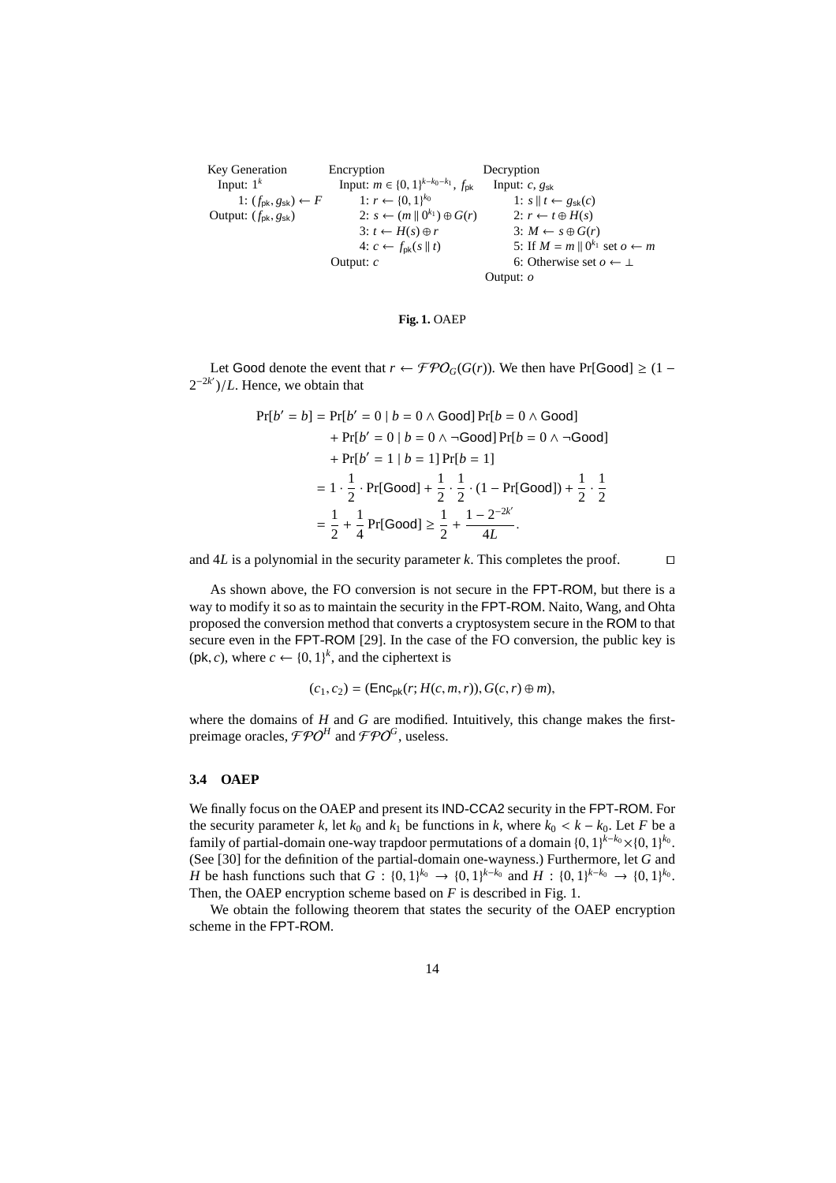| Key Generation | Encryption | Decryption |
| --- | --- | --- |
| Input: $1^k$ | Input: $m \in \{0,1\}^{k-k_0-k_1}$, $f_{\mathsf{pk}}$ | Input: $c$, $g_{\mathsf{sk}}$ |
| 1: $(f_{\mathsf{pk}}, g_{\mathsf{sk}}) \leftarrow F$ | 1: $r \leftarrow \{0,1\}^{k_0}$ | 1: $s \parallel t \leftarrow g_{\mathsf{sk}}(c)$ |
| Output: $(f_{\mathsf{pk}}, g_{\mathsf{sk}})$ | 2: $s \leftarrow (m \parallel 0^{k_1}) \oplus G(r)$ | 2: $r \leftarrow t \oplus H(s)$ |
| | 3: $t \leftarrow H(s) \oplus r$ | 3: $M \leftarrow s \oplus G(r)$ |
| | 4: $c \leftarrow f_{\mathsf{pk}}(s \parallel t)$ | 5: If $M = m \parallel 0^{k_1}$ set $o \leftarrow m$ |
| | Output: $c$ | 6: Otherwise set $o \leftarrow \bot$ |
| | | Output: $o$ |

**Fig. 1.** OAEP

Let Good denote the event that $r \leftarrow \mathcal{FPO}_G(G(r))$. We then have $\Pr[\mathsf{Good}] \geq (1 - 2^{-2k'})/L$. Hence, we obtain that

$$
\begin{aligned}
\Pr[b' = b] &= \Pr[b' = 0 \mid b = 0 \land \mathsf{Good}] \Pr[b = 0 \land \mathsf{Good}] \\
&\quad + \Pr[b' = 0 \mid b = 0 \land \neg\mathsf{Good}] \Pr[b = 0 \land \neg\mathsf{Good}] \\
&\quad + \Pr[b' = 1 \mid b = 1] \Pr[b = 1] \\
&= 1 \cdot \frac{1}{2} \cdot \Pr[\mathsf{Good}] + \frac{1}{2} \cdot \frac{1}{2} \cdot (1 - \Pr[\mathsf{Good}]) + \frac{1}{2} \cdot \frac{1}{2} \\
&= \frac{1}{2} + \frac{1}{4} \Pr[\mathsf{Good}] \geq \frac{1}{2} + \frac{1 - 2^{-2k'}}{4L}.
\end{aligned}
$$

and $4L$ is a polynomial in the security parameter $k$. This completes the proof. $\square$

As shown above, the FO conversion is not secure in the FPT-ROM, but there is a way to modify it so as to maintain the security in the FPT-ROM. Naito, Wang, and Ohta proposed the conversion method that converts a cryptosystem secure in the ROM to that secure even in the FPT-ROM [29]. In the case of the FO conversion, the public key is $(\mathsf{pk}, c)$, where $c \leftarrow \{0,1\}^k$, and the ciphertext is

$$
(c_1, c_2) = (\mathsf{Enc}_{\mathsf{pk}}(r; H(c, m, r)), G(c, r) \oplus m),
$$

where the domains of $H$ and $G$ are modified. Intuitively, this change makes the first-preimage oracles, $\mathcal{FPO}^H$ and $\mathcal{FPO}^G$, useless.

### 3.4 OAEP

We finally focus on the OAEP and present its IND-CCA2 security in the FPT-ROM. For the security parameter $k$, let $k_0$ and $k_1$ be functions in $k$, where $k_0 < k - k_0$. Let $F$ be a family of partial-domain one-way trapdoor permutations of a domain $\{0,1\}^{k-k_0} \times \{0,1\}^{k_0}$. (See [30] for the definition of the partial-domain one-wayness.) Furthermore, let $G$ and $H$ be hash functions such that $G : \{0,1\}^{k_0} \to \{0,1\}^{k-k_0}$ and $H : \{0,1\}^{k-k_0} \to \{0,1\}^{k_0}$. Then, the OAEP encryption scheme based on $F$ is described in Fig. 1.

We obtain the following theorem that states the security of the OAEP encryption scheme in the FPT-ROM.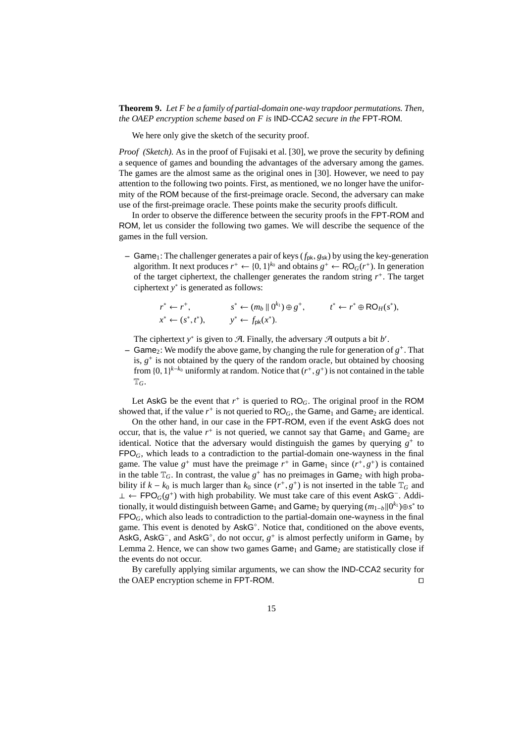**Theorem 9.** *Let $F$ be a family of partial-domain one-way trapdoor permutations. Then, the OAEP encryption scheme based on $F$ is* IND-CCA2 *secure in the* FPT-ROM*.*

We here only give the sketch of the security proof.

*Proof (Sketch).* As in the proof of Fujisaki et al. [30], we prove the security by defining a sequence of games and bounding the advantages of the adversary among the games. The games are the almost same as the original ones in [30]. However, we need to pay attention to the following two points. First, as mentioned, we no longer have the uniformity of the ROM because of the first-preimage oracle. Second, the adversary can make use of the first-preimage oracle. These points make the security proofs difficult.

In order to observe the difference between the security proofs in the FPT-ROM and ROM, let us consider the following two games. We will describe the sequence of the games in the full version.

- $\mathsf{Game}_1$: The challenger generates a pair of keys $(f_{\mathsf{pk}}, g_{\mathsf{sk}})$ by using the key-generation algorithm. It next produces $r^+ \leftarrow \{0,1\}^{k_0}$ and obtains $g^+ \leftarrow \mathsf{RO}_G(r^+)$. In generation of the target ciphertext, the challenger generates the random string $r^+$. The target ciphertext $y^*$ is generated as follows:

$$r^* \leftarrow r^+, \qquad s^* \leftarrow (m_b \parallel 0^{k_1}) \oplus g^+, \qquad t^* \leftarrow r^* \oplus \mathsf{RO}_H(s^*),$$
$$x^* \leftarrow (s^*, t^*), \qquad y^* \leftarrow f_{\mathsf{pk}}(x^*).$$

  The ciphertext $y^*$ is given to $\mathcal{A}$. Finally, the adversary $\mathcal{A}$ outputs a bit $b'$.
- $\mathsf{Game}_2$: We modify the above game, by changing the rule for generation of $g^+$. That is, $g^+$ is not obtained by the query of the random oracle, but obtained by choosing from $\{0,1\}^{k-k_0}$ uniformly at random. Notice that $(r^+, g^+)$ is not contained in the table $\mathbb{T}_G$.

Let $\mathsf{AskG}$ be the event that $r^+$ is queried to $\mathsf{RO}_G$. The original proof in the ROM showed that, if the value $r^+$ is not queried to $\mathsf{RO}_G$, the $\mathsf{Game}_1$ and $\mathsf{Game}_2$ are identical.

On the other hand, in our case in the FPT-ROM, even if the event $\mathsf{AskG}$ does not occur, that is, the value $r^+$ is not queried, we cannot say that $\mathsf{Game}_1$ and $\mathsf{Game}_2$ are identical. Notice that the adversary would distinguish the games by querying $g^+$ to $\mathsf{FPO}_G$, which leads to a contradiction to the partial-domain one-wayness in the final game. The value $g^+$ must have the preimage $r^+$ in $\mathsf{Game}_1$ since $(r^+, g^+)$ is contained in the table $\mathbb{T}_G$. In contrast, the value $g^+$ has no preimages in $\mathsf{Game}_2$ with high probability if $k - k_0$ is much larger than $k_0$ since $(r^+, g^+)$ is not inserted in the table $\mathbb{T}_G$ and $\bot \leftarrow \mathsf{FPO}_G(g^+)$ with high probability. We must take care of this event $\mathsf{AskG}^-$. Additionally, it would distinguish between $\mathsf{Game}_1$ and $\mathsf{Game}_2$ by querying $(m_{1-b} \| 0^{k_1}) \oplus s^*$ to $\mathsf{FPO}_G$, which also leads to contradiction to the partial-domain one-wayness in the final game. This event is denoted by $\mathsf{AskG}^\diamond$. Notice that, conditioned on the above events, $\mathsf{AskG}$, $\mathsf{AskG}^-$, and $\mathsf{AskG}^\diamond$, do not occur, $g^+$ is almost perfectly uniform in $\mathsf{Game}_1$ by Lemma 2. Hence, we can show two games $\mathsf{Game}_1$ and $\mathsf{Game}_2$ are statistically close if the events do not occur.

By carefully applying similar arguments, we can show the IND-CCA2 security for the OAEP encryption scheme in FPT-ROM. ◻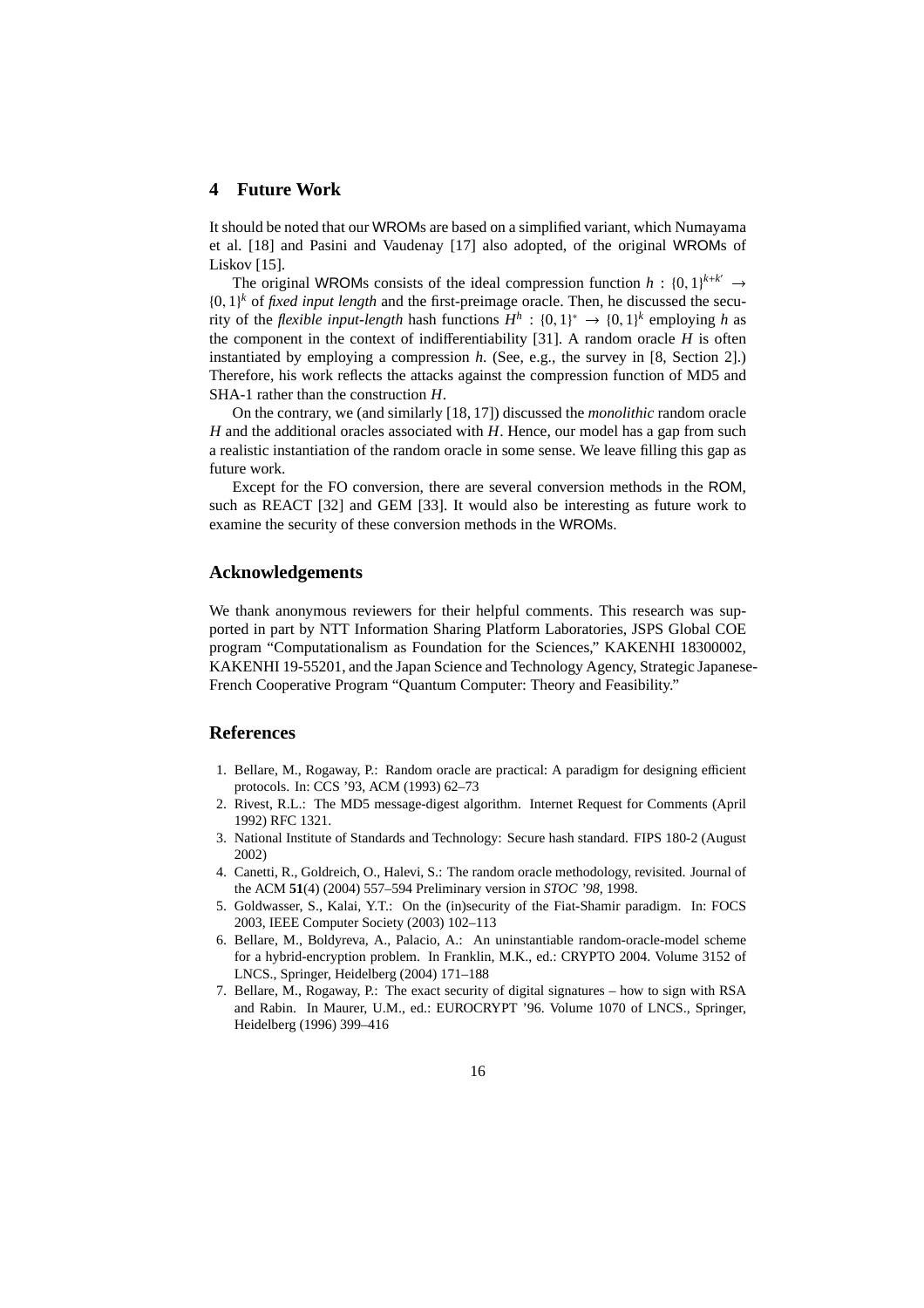## 4 Future Work

It should be noted that our WROMs are based on a simplified variant, which Numayama et al. [18] and Pasini and Vaudenay [17] also adopted, of the original WROMs of Liskov [15].

The original WROMs consists of the ideal compression function $h : \{0,1\}^{k+k'} \rightarrow \{0,1\}^k$ of *fixed input length* and the first-preimage oracle. Then, he discussed the security of the *flexible input-length* hash functions $H^h : \{0,1\}^* \rightarrow \{0,1\}^k$ employing $h$ as the component in the context of indifferentiability [31]. A random oracle $H$ is often instantiated by employing a compression $h$. (See, e.g., the survey in [8, Section 2].) Therefore, his work reflects the attacks against the compression function of MD5 and SHA-1 rather than the construction $H$.

On the contrary, we (and similarly [18, 17]) discussed the *monolithic* random oracle $H$ and the additional oracles associated with $H$. Hence, our model has a gap from such a realistic instantiation of the random oracle in some sense. We leave filling this gap as future work.

Except for the FO conversion, there are several conversion methods in the ROM, such as REACT [32] and GEM [33]. It would also be interesting as future work to examine the security of these conversion methods in the WROMs.

## Acknowledgements

We thank anonymous reviewers for their helpful comments. This research was supported in part by NTT Information Sharing Platform Laboratories, JSPS Global COE program "Computationalism as Foundation for the Sciences," KAKENHI 18300002, KAKENHI 19-55201, and the Japan Science and Technology Agency, Strategic Japanese-French Cooperative Program "Quantum Computer: Theory and Feasibility."

## References

1. Bellare, M., Rogaway, P.: Random oracle are practical: A paradigm for designing efficient protocols. In: CCS '93, ACM (1993) 62–73
2. Rivest, R.L.: The MD5 message-digest algorithm. Internet Request for Comments (April 1992) RFC 1321.
3. National Institute of Standards and Technology: Secure hash standard. FIPS 180-2 (August 2002)
4. Canetti, R., Goldreich, O., Halevi, S.: The random oracle methodology, revisited. Journal of the ACM **51**(4) (2004) 557–594 Preliminary version in *STOC '98*, 1998.
5. Goldwasser, S., Kalai, Y.T.: On the (in)security of the Fiat-Shamir paradigm. In: FOCS 2003, IEEE Computer Society (2003) 102–113
6. Bellare, M., Boldyreva, A., Palacio, A.: An uninstantiable random-oracle-model scheme for a hybrid-encryption problem. In Franklin, M.K., ed.: CRYPTO 2004. Volume 3152 of LNCS., Springer, Heidelberg (2004) 171–188
7. Bellare, M., Rogaway, P.: The exact security of digital signatures – how to sign with RSA and Rabin. In Maurer, U.M., ed.: EUROCRYPT '96. Volume 1070 of LNCS., Springer, Heidelberg (1996) 399–416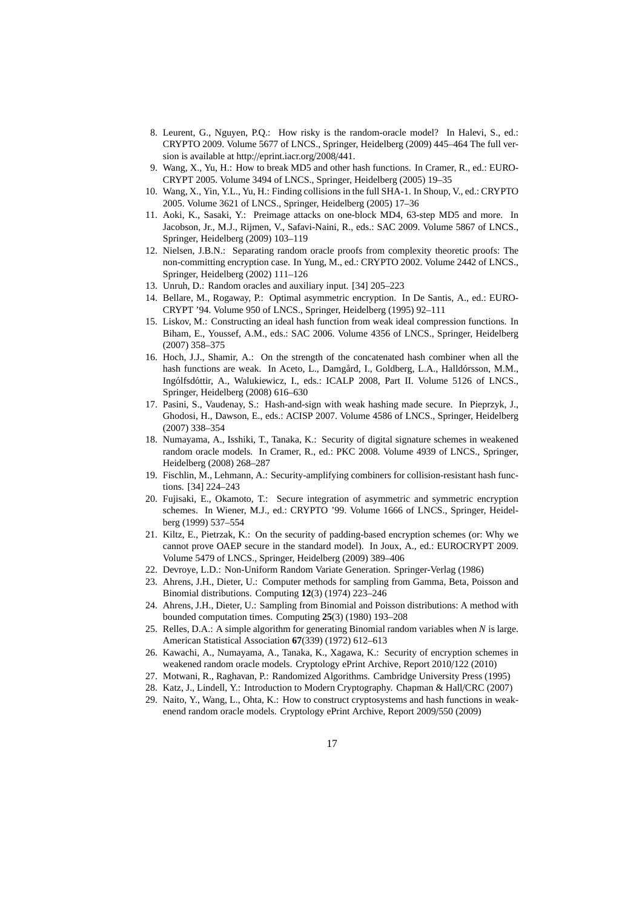8. Leurent, G., Nguyen, P.Q.: How risky is the random-oracle model? In Halevi, S., ed.: CRYPTO 2009. Volume 5677 of LNCS., Springer, Heidelberg (2009) 445–464 The full version is available at http://eprint.iacr.org/2008/441.
9. Wang, X., Yu, H.: How to break MD5 and other hash functions. In Cramer, R., ed.: EUROCRYPT 2005. Volume 3494 of LNCS., Springer, Heidelberg (2005) 19–35
10. Wang, X., Yin, Y.L., Yu, H.: Finding collisions in the full SHA-1. In Shoup, V., ed.: CRYPTO 2005. Volume 3621 of LNCS., Springer, Heidelberg (2005) 17–36
11. Aoki, K., Sasaki, Y.: Preimage attacks on one-block MD4, 63-step MD5 and more. In Jacobson, Jr., M.J., Rijmen, V., Safavi-Naini, R., eds.: SAC 2009. Volume 5867 of LNCS., Springer, Heidelberg (2009) 103–119
12. Nielsen, J.B.N.: Separating random oracle proofs from complexity theoretic proofs: The non-committing encryption case. In Yung, M., ed.: CRYPTO 2002. Volume 2442 of LNCS., Springer, Heidelberg (2002) 111–126
13. Unruh, D.: Random oracles and auxiliary input. [34] 205–223
14. Bellare, M., Rogaway, P.: Optimal asymmetric encryption. In De Santis, A., ed.: EUROCRYPT '94. Volume 950 of LNCS., Springer, Heidelberg (1995) 92–111
15. Liskov, M.: Constructing an ideal hash function from weak ideal compression functions. In Biham, E., Youssef, A.M., eds.: SAC 2006. Volume 4356 of LNCS., Springer, Heidelberg (2007) 358–375
16. Hoch, J.J., Shamir, A.: On the strength of the concatenated hash combiner when all the hash functions are weak. In Aceto, L., Damgård, I., Goldberg, L.A., Halldórsson, M.M., Ingólfsdóttir, A., Walukiewicz, I., eds.: ICALP 2008, Part II. Volume 5126 of LNCS., Springer, Heidelberg (2008) 616–630
17. Pasini, S., Vaudenay, S.: Hash-and-sign with weak hashing made secure. In Pieprzyk, J., Ghodosi, H., Dawson, E., eds.: ACISP 2007. Volume 4586 of LNCS., Springer, Heidelberg (2007) 338–354
18. Numayama, A., Isshiki, T., Tanaka, K.: Security of digital signature schemes in weakened random oracle models. In Cramer, R., ed.: PKC 2008. Volume 4939 of LNCS., Springer, Heidelberg (2008) 268–287
19. Fischlin, M., Lehmann, A.: Security-amplifying combiners for collision-resistant hash functions. [34] 224–243
20. Fujisaki, E., Okamoto, T.: Secure integration of asymmetric and symmetric encryption schemes. In Wiener, M.J., ed.: CRYPTO '99. Volume 1666 of LNCS., Springer, Heidelberg (1999) 537–554
21. Kiltz, E., Pietrzak, K.: On the security of padding-based encryption schemes (or: Why we cannot prove OAEP secure in the standard model). In Joux, A., ed.: EUROCRYPT 2009. Volume 5479 of LNCS., Springer, Heidelberg (2009) 389–406
22. Devroye, L.D.: Non-Uniform Random Variate Generation. Springer-Verlag (1986)
23. Ahrens, J.H., Dieter, U.: Computer methods for sampling from Gamma, Beta, Poisson and Binomial distributions. Computing **12**(3) (1974) 223–246
24. Ahrens, J.H., Dieter, U.: Sampling from Binomial and Poisson distributions: A method with bounded computation times. Computing **25**(3) (1980) 193–208
25. Relles, D.A.: A simple algorithm for generating Binomial random variables when $N$ is large. American Statistical Association **67**(339) (1972) 612–613
26. Kawachi, A., Numayama, A., Tanaka, K., Xagawa, K.: Security of encryption schemes in weakened random oracle models. Cryptology ePrint Archive, Report 2010/122 (2010)
27. Motwani, R., Raghavan, P.: Randomized Algorithms. Cambridge University Press (1995)
28. Katz, J., Lindell, Y.: Introduction to Modern Cryptography. Chapman & Hall/CRC (2007)
29. Naito, Y., Wang, L., Ohta, K.: How to construct cryptosystems and hash functions in weakenend random oracle models. Cryptology ePrint Archive, Report 2009/550 (2009)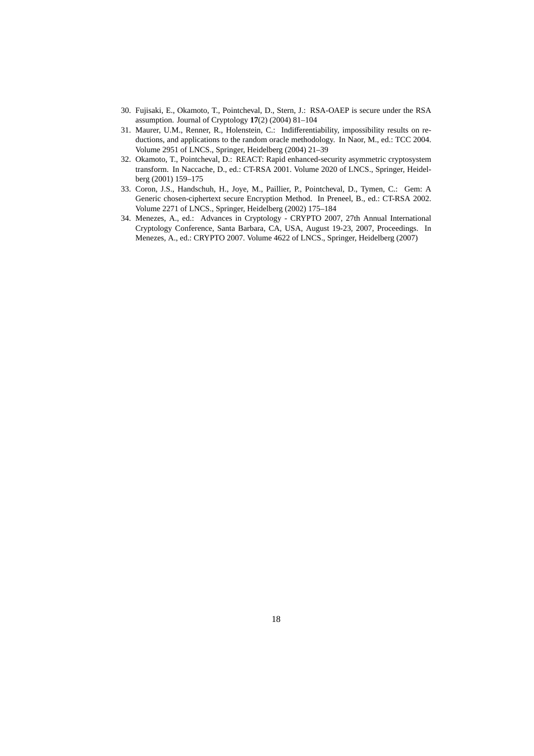30. Fujisaki, E., Okamoto, T., Pointcheval, D., Stern, J.: RSA-OAEP is secure under the RSA assumption. Journal of Cryptology **17**(2) (2004) 81–104
31. Maurer, U.M., Renner, R., Holenstein, C.: Indifferentiability, impossibility results on reductions, and applications to the random oracle methodology. In Naor, M., ed.: TCC 2004. Volume 2951 of LNCS., Springer, Heidelberg (2004) 21–39
32. Okamoto, T., Pointcheval, D.: REACT: Rapid enhanced-security asymmetric cryptosystem transform. In Naccache, D., ed.: CT-RSA 2001. Volume 2020 of LNCS., Springer, Heidelberg (2001) 159–175
33. Coron, J.S., Handschuh, H., Joye, M., Paillier, P., Pointcheval, D., Tymen, C.: Gem: A Generic chosen-ciphertext secure Encryption Method. In Preneel, B., ed.: CT-RSA 2002. Volume 2271 of LNCS., Springer, Heidelberg (2002) 175–184
34. Menezes, A., ed.: Advances in Cryptology - CRYPTO 2007, 27th Annual International Cryptology Conference, Santa Barbara, CA, USA, August 19-23, 2007, Proceedings. In Menezes, A., ed.: CRYPTO 2007. Volume 4622 of LNCS., Springer, Heidelberg (2007)